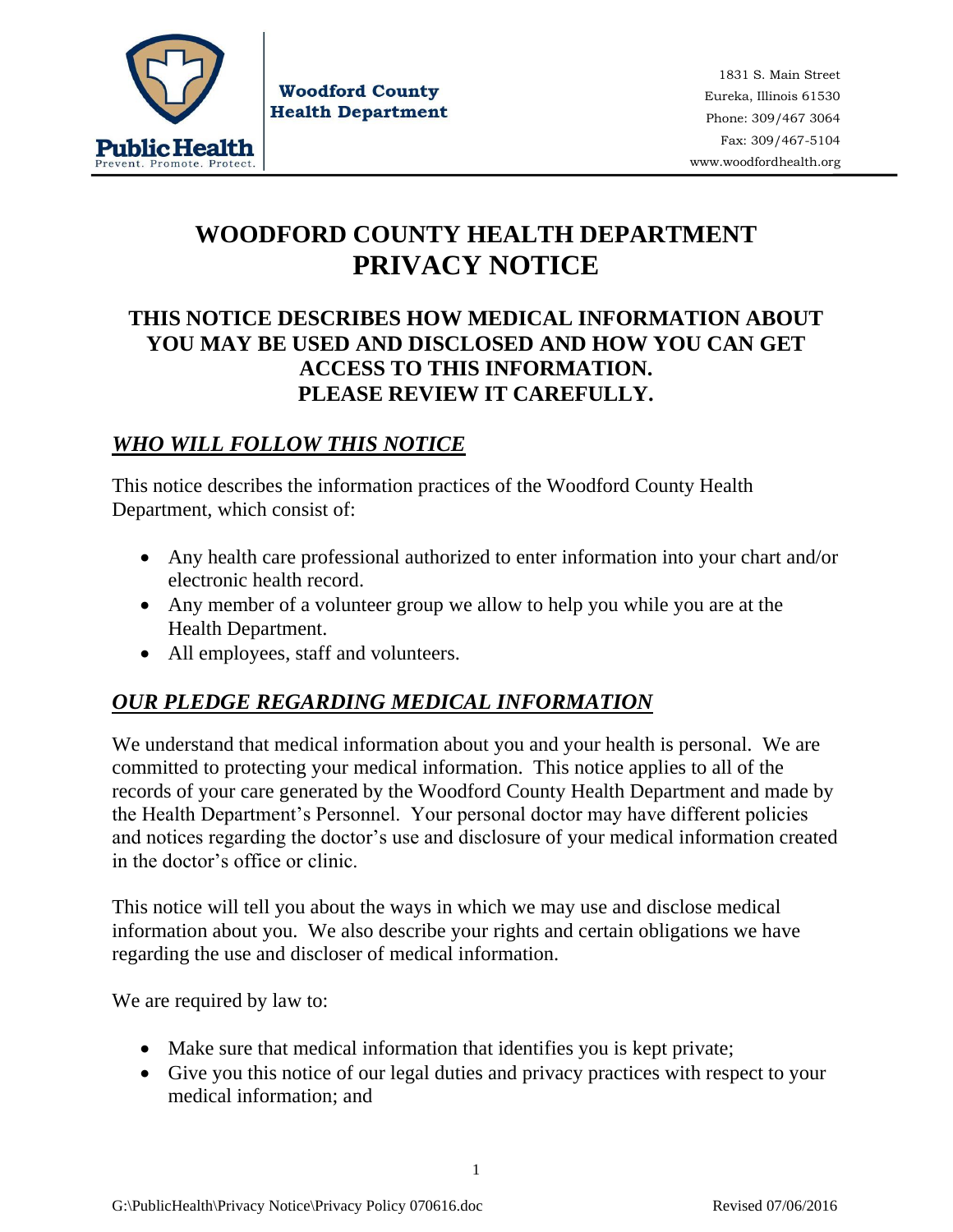Woodford County Health Department

1831 S. Main Street
Eureka, Illinois 61530
Phone: 309/467 3064
Fax: 309/467-5104
www.woodfordhealth.org

# WOODFORD COUNTY HEALTH DEPARTMENT PRIVACY NOTICE

## THIS NOTICE DESCRIBES HOW MEDICAL INFORMATION ABOUT YOU MAY BE USED AND DISCLOSED AND HOW YOU CAN GET ACCESS TO THIS INFORMATION. PLEASE REVIEW IT CAREFULLY.

## *WHO WILL FOLLOW THIS NOTICE*

This notice describes the information practices of the Woodford County Health Department, which consist of:

- Any health care professional authorized to enter information into your chart and/or electronic health record.
- Any member of a volunteer group we allow to help you while you are at the Health Department.
- All employees, staff and volunteers.

## *OUR PLEDGE REGARDING MEDICAL INFORMATION*

We understand that medical information about you and your health is personal. We are committed to protecting your medical information. This notice applies to all of the records of your care generated by the Woodford County Health Department and made by the Health Department's Personnel. Your personal doctor may have different policies and notices regarding the doctor's use and disclosure of your medical information created in the doctor's office or clinic.

This notice will tell you about the ways in which we may use and disclose medical information about you. We also describe your rights and certain obligations we have regarding the use and discloser of medical information.

We are required by law to:

- Make sure that medical information that identifies you is kept private;
- Give you this notice of our legal duties and privacy practices with respect to your medical information; and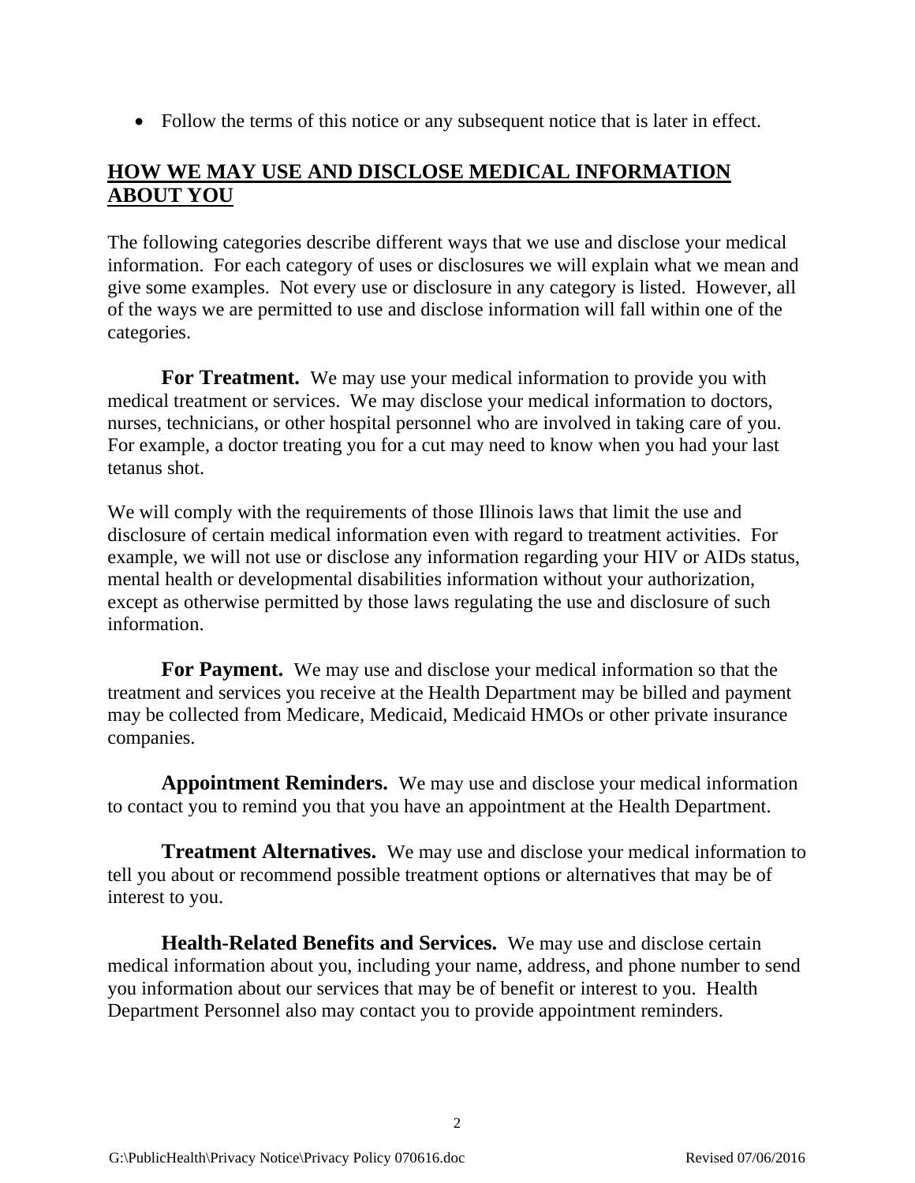- Follow the terms of this notice or any subsequent notice that is later in effect.

## HOW WE MAY USE AND DISCLOSE MEDICAL INFORMATION ABOUT YOU

The following categories describe different ways that we use and disclose your medical information. For each category of uses or disclosures we will explain what we mean and give some examples. Not every use or disclosure in any category is listed. However, all of the ways we are permitted to use and disclose information will fall within one of the categories.

**For Treatment.** We may use your medical information to provide you with medical treatment or services. We may disclose your medical information to doctors, nurses, technicians, or other hospital personnel who are involved in taking care of you. For example, a doctor treating you for a cut may need to know when you had your last tetanus shot.

We will comply with the requirements of those Illinois laws that limit the use and disclosure of certain medical information even with regard to treatment activities. For example, we will not use or disclose any information regarding your HIV or AIDs status, mental health or developmental disabilities information without your authorization, except as otherwise permitted by those laws regulating the use and disclosure of such information.

**For Payment.** We may use and disclose your medical information so that the treatment and services you receive at the Health Department may be billed and payment may be collected from Medicare, Medicaid, Medicaid HMOs or other private insurance companies.

**Appointment Reminders.** We may use and disclose your medical information to contact you to remind you that you have an appointment at the Health Department.

**Treatment Alternatives.** We may use and disclose your medical information to tell you about or recommend possible treatment options or alternatives that may be of interest to you.

**Health-Related Benefits and Services.** We may use and disclose certain medical information about you, including your name, address, and phone number to send you information about our services that may be of benefit or interest to you. Health Department Personnel also may contact you to provide appointment reminders.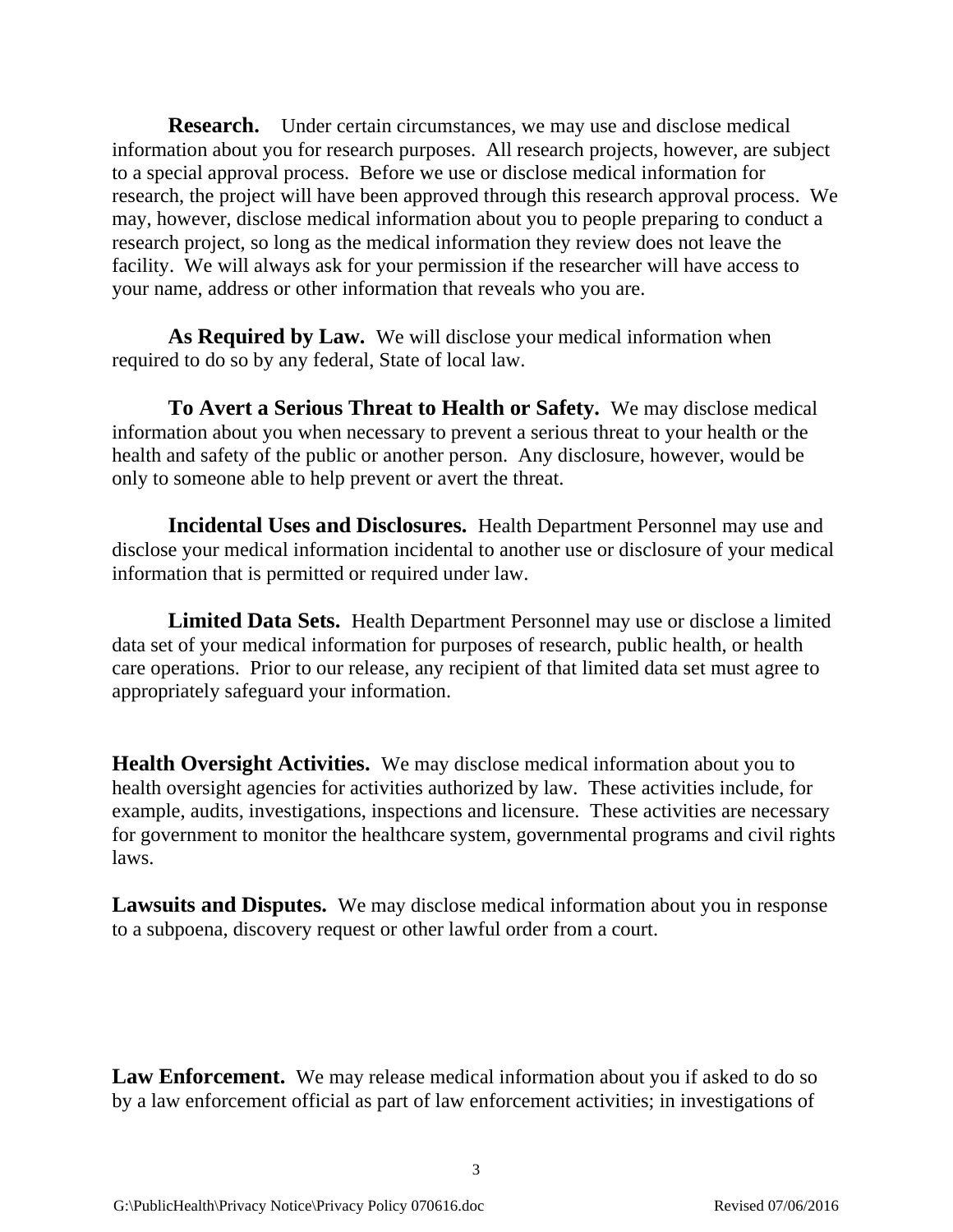**Research.** Under certain circumstances, we may use and disclose medical information about you for research purposes. All research projects, however, are subject to a special approval process. Before we use or disclose medical information for research, the project will have been approved through this research approval process. We may, however, disclose medical information about you to people preparing to conduct a research project, so long as the medical information they review does not leave the facility. We will always ask for your permission if the researcher will have access to your name, address or other information that reveals who you are.

**As Required by Law.** We will disclose your medical information when required to do so by any federal, State of local law.

**To Avert a Serious Threat to Health or Safety.** We may disclose medical information about you when necessary to prevent a serious threat to your health or the health and safety of the public or another person. Any disclosure, however, would be only to someone able to help prevent or avert the threat.

**Incidental Uses and Disclosures.** Health Department Personnel may use and disclose your medical information incidental to another use or disclosure of your medical information that is permitted or required under law.

**Limited Data Sets.** Health Department Personnel may use or disclose a limited data set of your medical information for purposes of research, public health, or health care operations. Prior to our release, any recipient of that limited data set must agree to appropriately safeguard your information.

**Health Oversight Activities.** We may disclose medical information about you to health oversight agencies for activities authorized by law. These activities include, for example, audits, investigations, inspections and licensure. These activities are necessary for government to monitor the healthcare system, governmental programs and civil rights laws.

**Lawsuits and Disputes.** We may disclose medical information about you in response to a subpoena, discovery request or other lawful order from a court.

**Law Enforcement.** We may release medical information about you if asked to do so by a law enforcement official as part of law enforcement activities; in investigations of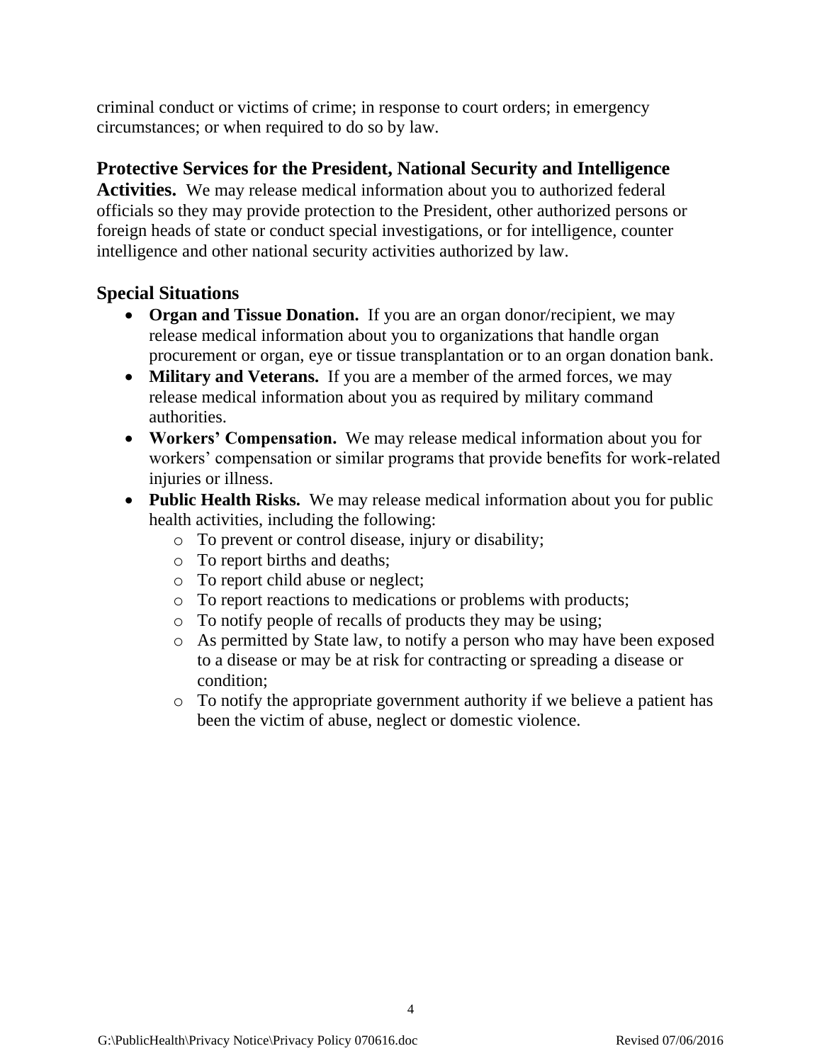criminal conduct or victims of crime; in response to court orders; in emergency circumstances; or when required to do so by law.

**Protective Services for the President, National Security and Intelligence Activities.** We may release medical information about you to authorized federal officials so they may provide protection to the President, other authorized persons or foreign heads of state or conduct special investigations, or for intelligence, counter intelligence and other national security activities authorized by law.

## Special Situations

- **Organ and Tissue Donation.** If you are an organ donor/recipient, we may release medical information about you to organizations that handle organ procurement or organ, eye or tissue transplantation or to an organ donation bank.
- **Military and Veterans.** If you are a member of the armed forces, we may release medical information about you as required by military command authorities.
- **Workers' Compensation.** We may release medical information about you for workers' compensation or similar programs that provide benefits for work-related injuries or illness.
- **Public Health Risks.** We may release medical information about you for public health activities, including the following:
  - To prevent or control disease, injury or disability;
  - To report births and deaths;
  - To report child abuse or neglect;
  - To report reactions to medications or problems with products;
  - To notify people of recalls of products they may be using;
  - As permitted by State law, to notify a person who may have been exposed to a disease or may be at risk for contracting or spreading a disease or condition;
  - To notify the appropriate government authority if we believe a patient has been the victim of abuse, neglect or domestic violence.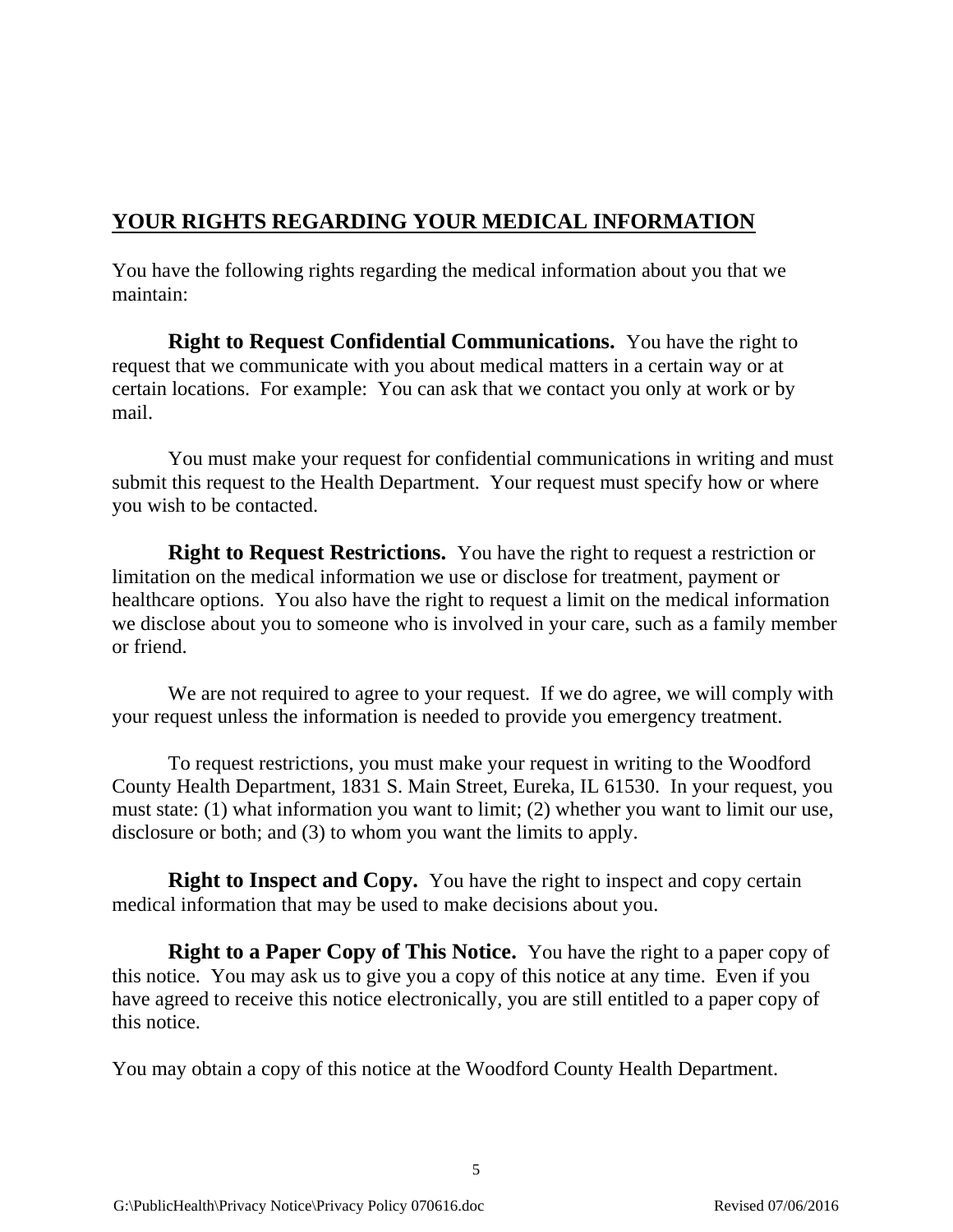## YOUR RIGHTS REGARDING YOUR MEDICAL INFORMATION

You have the following rights regarding the medical information about you that we maintain:

**Right to Request Confidential Communications.** You have the right to request that we communicate with you about medical matters in a certain way or at certain locations. For example: You can ask that we contact you only at work or by mail.

You must make your request for confidential communications in writing and must submit this request to the Health Department. Your request must specify how or where you wish to be contacted.

**Right to Request Restrictions.** You have the right to request a restriction or limitation on the medical information we use or disclose for treatment, payment or healthcare options. You also have the right to request a limit on the medical information we disclose about you to someone who is involved in your care, such as a family member or friend.

We are not required to agree to your request. If we do agree, we will comply with your request unless the information is needed to provide you emergency treatment.

To request restrictions, you must make your request in writing to the Woodford County Health Department, 1831 S. Main Street, Eureka, IL 61530. In your request, you must state: (1) what information you want to limit; (2) whether you want to limit our use, disclosure or both; and (3) to whom you want the limits to apply.

**Right to Inspect and Copy.** You have the right to inspect and copy certain medical information that may be used to make decisions about you.

**Right to a Paper Copy of This Notice.** You have the right to a paper copy of this notice. You may ask us to give you a copy of this notice at any time. Even if you have agreed to receive this notice electronically, you are still entitled to a paper copy of this notice.

You may obtain a copy of this notice at the Woodford County Health Department.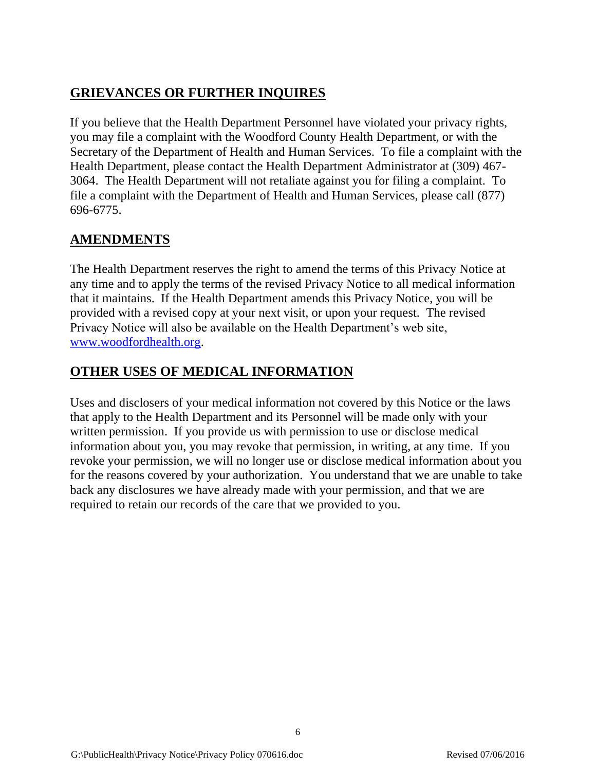## GRIEVANCES OR FURTHER INQUIRES

If you believe that the Health Department Personnel have violated your privacy rights, you may file a complaint with the Woodford County Health Department, or with the Secretary of the Department of Health and Human Services. To file a complaint with the Health Department, please contact the Health Department Administrator at (309) 467-3064. The Health Department will not retaliate against you for filing a complaint. To file a complaint with the Department of Health and Human Services, please call (877) 696-6775.

## AMENDMENTS

The Health Department reserves the right to amend the terms of this Privacy Notice at any time and to apply the terms of the revised Privacy Notice to all medical information that it maintains. If the Health Department amends this Privacy Notice, you will be provided with a revised copy at your next visit, or upon your request. The revised Privacy Notice will also be available on the Health Department's web site, [www.woodfordhealth.org](http://www.woodfordhealth.org).

## OTHER USES OF MEDICAL INFORMATION

Uses and disclosers of your medical information not covered by this Notice or the laws that apply to the Health Department and its Personnel will be made only with your written permission. If you provide us with permission to use or disclose medical information about you, you may revoke that permission, in writing, at any time. If you revoke your permission, we will no longer use or disclose medical information about you for the reasons covered by your authorization. You understand that we are unable to take back any disclosures we have already made with your permission, and that we are required to retain our records of the care that we provided to you.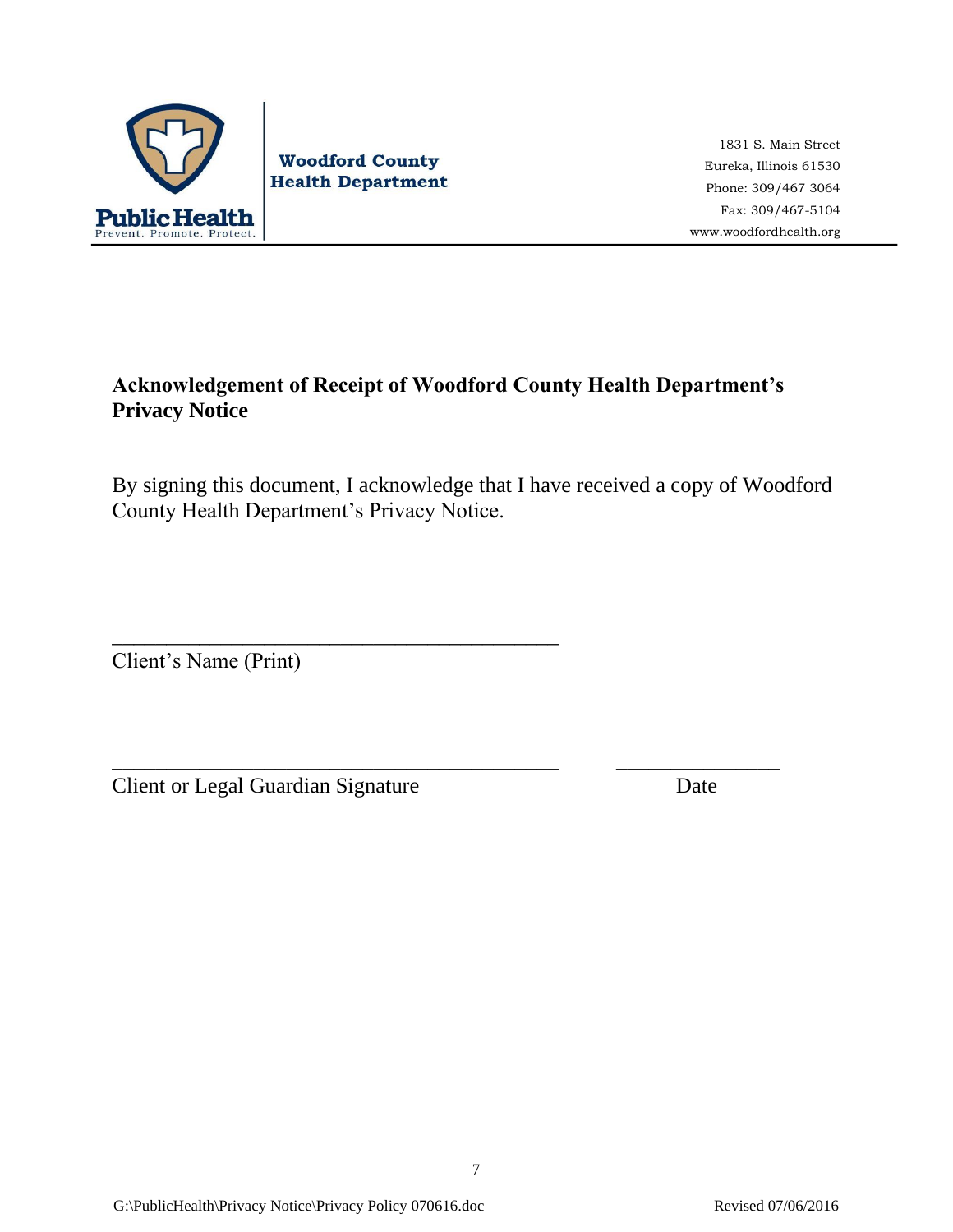**Woodford County Health Department**

Public Health
Prevent. Promote. Protect.

1831 S. Main Street
Eureka, Illinois 61530
Phone: 309/467 3064
Fax: 309/467-5104
www.woodfordhealth.org

## Acknowledgement of Receipt of Woodford County Health Department's Privacy Notice

By signing this document, I acknowledge that I have received a copy of Woodford County Health Department's Privacy Notice.

\_\_\_\_\_\_\_\_\_\_\_\_\_\_\_\_\_\_\_\_\_\_\_\_\_\_\_\_\_\_\_\_\_\_\_\_\_\_\_\_\_\_

Client's Name (Print)

\_\_\_\_\_\_\_\_\_\_\_\_\_\_\_\_\_\_\_\_\_\_\_\_\_\_\_\_\_\_\_\_\_\_\_\_\_\_\_\_\_\_ \_\_\_\_\_\_\_\_\_\_\_\_\_\_\_\_

Client or Legal Guardian Signature Date

G:\PublicHealth\Privacy Notice\Privacy Policy 070616.doc Revised 07/06/2016